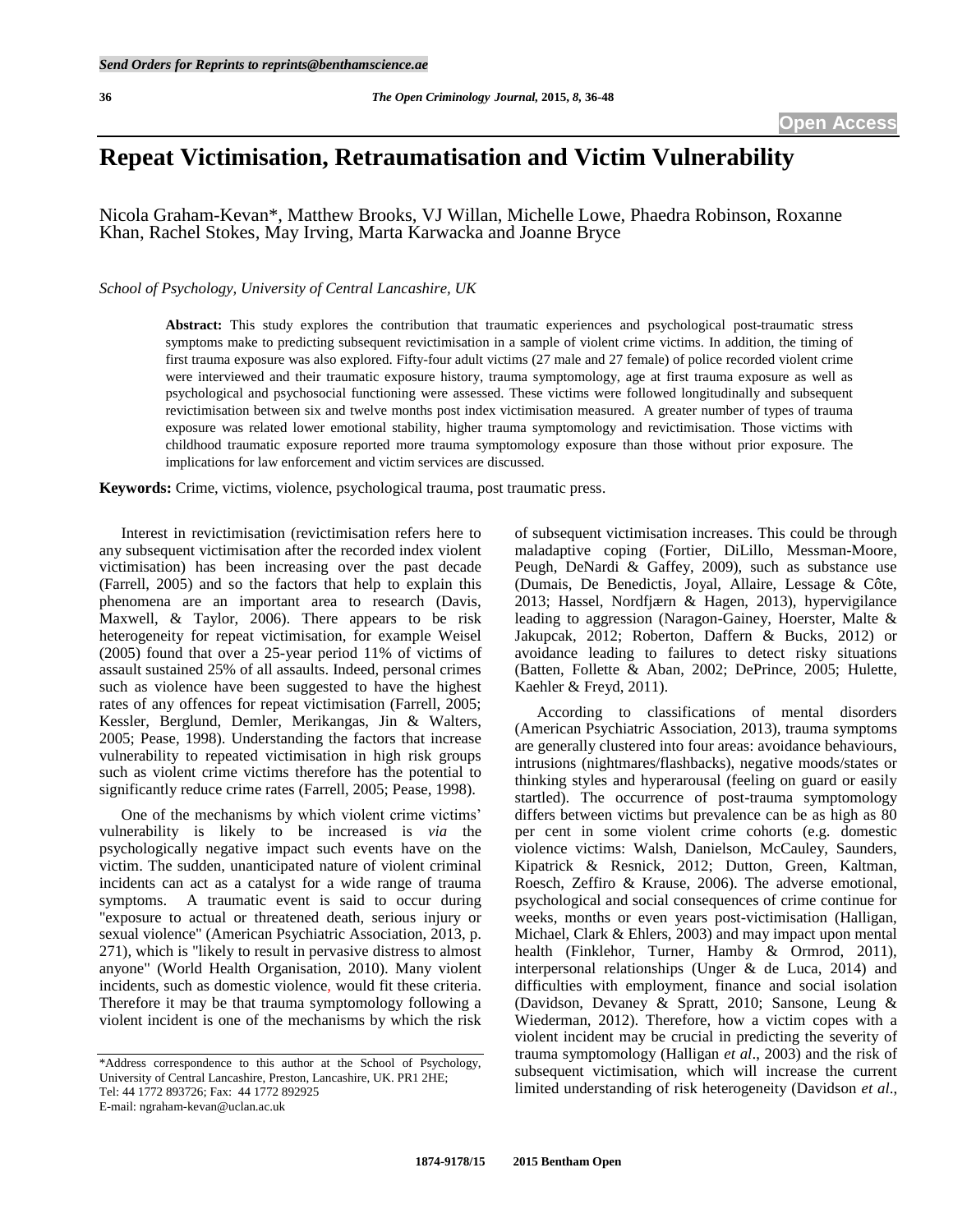# Repeat Victimisation, Retraumatisation and Victim Vulnerability

Nicola Graham-Kevan*, Matthew Brooks, VJ Willan, Michelle Lowe, Phaedra Robinson, Roxanne Khan, Rachel Stokes, May Irving, Marta Karwacka and Joanne Bryce

*School of Psychology, University of Central Lancashire, UK*

**Abstract:** This study explores the contribution that traumatic experiences and psychological post-traumatic stress symptoms make to predicting subsequent revictimisation in a sample of violent crime victims. In addition, the timing of first trauma exposure was also explored. Fifty-four adult victims (27 male and 27 female) of police recorded violent crime were interviewed and their traumatic exposure history, trauma symptomology, age at first trauma exposure as well as psychological and psychosocial functioning were assessed. These victims were followed longitudinally and subsequent revictimisation between six and twelve months post index victimisation measured. A greater number of types of trauma exposure was related lower emotional stability, higher trauma symptomology and revictimisation. Those victims with childhood traumatic exposure reported more trauma symptomology exposure than those without prior exposure. The implications for law enforcement and victim services are discussed.

**Keywords:** Crime, victims, violence, psychological trauma, post traumatic press.

Interest in revictimisation (revictimisation refers here to any subsequent victimisation after the recorded index violent victimisation) has been increasing over the past decade (Farrell, 2005) and so the factors that help to explain this phenomena are an important area to research (Davis, Maxwell, & Taylor, 2006). There appears to be risk heterogeneity for repeat victimisation, for example Weisel (2005) found that over a 25-year period 11% of victims of assault sustained 25% of all assaults. Indeed, personal crimes such as violence have been suggested to have the highest rates of any offences for repeat victimisation (Farrell, 2005; Kessler, Berglund, Demler, Merikangas, Jin & Walters, 2005; Pease, 1998). Understanding the factors that increase vulnerability to repeated victimisation in high risk groups such as violent crime victims therefore has the potential to significantly reduce crime rates (Farrell, 2005; Pease, 1998).

One of the mechanisms by which violent crime victims' vulnerability is likely to be increased is *via* the psychologically negative impact such events have on the victim. The sudden, unanticipated nature of violent criminal incidents can act as a catalyst for a wide range of trauma symptoms. A traumatic event is said to occur during "exposure to actual or threatened death, serious injury or sexual violence" (American Psychiatric Association, 2013, p. 271), which is "likely to result in pervasive distress to almost anyone" (World Health Organisation, 2010). Many violent incidents, such as domestic violence, would fit these criteria. Therefore it may be that trauma symptomology following a violent incident is one of the mechanisms by which the risk of subsequent victimisation increases. This could be through maladaptive coping (Fortier, DiLillo, Messman-Moore, Peugh, DeNardi & Gaffey, 2009), such as substance use (Dumais, De Benedictis, Joyal, Allaire, Lessage & Côte, 2013; Hassel, Nordfjærn & Hagen, 2013), hypervigilance leading to aggression (Naragon-Gainey, Hoerster, Malte & Jakupcak, 2012; Roberton, Daffern & Bucks, 2012) or avoidance leading to failures to detect risky situations (Batten, Follette & Aban, 2002; DePrince, 2005; Hulette, Kaehler & Freyd, 2011).

According to classifications of mental disorders (American Psychiatric Association, 2013), trauma symptoms are generally clustered into four areas: avoidance behaviours, intrusions (nightmares/flashbacks), negative moods/states or thinking styles and hyperarousal (feeling on guard or easily startled). The occurrence of post-trauma symptomology differs between victims but prevalence can be as high as 80 per cent in some violent crime cohorts (e.g. domestic violence victims: Walsh, Danielson, McCauley, Saunders, Kipatrick & Resnick, 2012; Dutton, Green, Kaltman, Roesch, Zeffiro & Krause, 2006). The adverse emotional, psychological and social consequences of crime continue for weeks, months or even years post-victimisation (Halligan, Michael, Clark & Ehlers, 2003) and may impact upon mental health (Finklehor, Turner, Hamby & Ormrod, 2011), interpersonal relationships (Unger & de Luca, 2014) and difficulties with employment, finance and social isolation (Davidson, Devaney & Spratt, 2010; Sansone, Leung & Wiederman, 2012). Therefore, how a victim copes with a violent incident may be crucial in predicting the severity of trauma symptomology (Halligan *et al*., 2003) and the risk of subsequent victimisation, which will increase the current limited understanding of risk heterogeneity (Davidson *et al*.,

*Address correspondence to this author at the School of Psychology, University of Central Lancashire, Preston, Lancashire, UK. PR1 2HE; Tel: 44 1772 893726; Fax: 44 1772 892925
E-mail: ngraham-kevan@uclan.ac.uk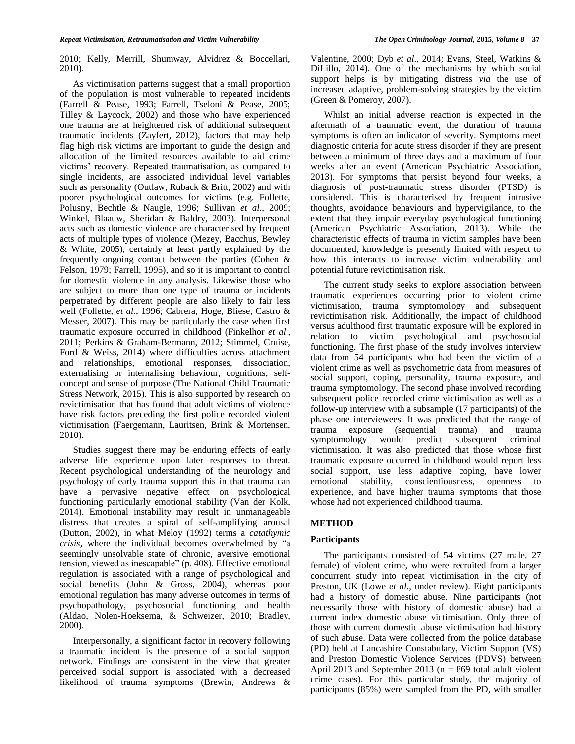2010; Kelly, Merrill, Shumway, Alvidrez & Boccellari, 2010).

As victimisation patterns suggest that a small proportion of the population is most vulnerable to repeated incidents (Farrell & Pease, 1993; Farrell, Tseloni & Pease, 2005; Tilley & Laycock, 2002) and those who have experienced one trauma are at heightened risk of additional subsequent traumatic incidents (Zayfert, 2012), factors that may help flag high risk victims are important to guide the design and allocation of the limited resources available to aid crime victims' recovery. Repeated traumatisation, as compared to single incidents, are associated individual level variables such as personality (Outlaw, Ruback & Britt, 2002) and with poorer psychological outcomes for victims (e.g. Follette, Polusny, Bechtle & Naugle, 1996; Sullivan *et al*., 2009; Winkel, Blaauw, Sheridan & Baldry, 2003). Interpersonal acts such as domestic violence are characterised by frequent acts of multiple types of violence (Mezey, Bacchus, Bewley & White, 2005), certainly at least partly explained by the frequently ongoing contact between the parties (Cohen & Felson, 1979; Farrell, 1995), and so it is important to control for domestic violence in any analysis. Likewise those who are subject to more than one type of trauma or incidents perpetrated by different people are also likely to fair less well (Follette, *et al*., 1996; Cabrera, Hoge, Bliese, Castro & Messer, 2007). This may be particularly the case when first traumatic exposure occurred in childhood (Finkelhor *et al*., 2011; Perkins & Graham-Bermann, 2012; Stimmel, Cruise, Ford & Weiss, 2014) where difficulties across attachment and relationships, emotional responses, dissociation, externalising or internalising behaviour, cognitions, self-concept and sense of purpose (The National Child Traumatic Stress Network, 2015). This is also supported by research on revictimisation that has found that adult victims of violence have risk factors preceding the first police recorded violent victimisation (Faergemann, Lauritsen, Brink & Mortensen, 2010).

Studies suggest there may be enduring effects of early adverse life experience upon later responses to threat. Recent psychological understanding of the neurology and psychology of early trauma support this in that trauma can have a pervasive negative effect on psychological functioning particularly emotional stability (Van der Kolk, 2014). Emotional instability may result in unmanageable distress that creates a spiral of self-amplifying arousal (Dutton, 2002), in what Meloy (1992) terms a *catathymic crisis*, where the individual becomes overwhelmed by "a seemingly unsolvable state of chronic, aversive emotional tension, viewed as inescapable" (p. 408). Effective emotional regulation is associated with a range of psychological and social benefits (John & Gross, 2004), whereas poor emotional regulation has many adverse outcomes in terms of psychopathology, psychosocial functioning and health (Aldao, Nolen-Hoeksema, & Schweizer, 2010; Bradley, 2000).

Interpersonally, a significant factor in recovery following a traumatic incident is the presence of a social support network. Findings are consistent in the view that greater perceived social support is associated with a decreased likelihood of trauma symptoms (Brewin, Andrews & Valentine, 2000; Dyb *et al*., 2014; Evans, Steel, Watkins & DiLillo, 2014). One of the mechanisms by which social support helps is by mitigating distress *via* the use of increased adaptive, problem-solving strategies by the victim (Green & Pomeroy, 2007).

Whilst an initial adverse reaction is expected in the aftermath of a traumatic event, the duration of trauma symptoms is often an indicator of severity. Symptoms meet diagnostic criteria for acute stress disorder if they are present between a minimum of three days and a maximum of four weeks after an event (American Psychiatric Association, 2013). For symptoms that persist beyond four weeks, a diagnosis of post-traumatic stress disorder (PTSD) is considered. This is characterised by frequent intrusive thoughts, avoidance behaviours and hypervigilance, to the extent that they impair everyday psychological functioning (American Psychiatric Association, 2013). While the characteristic effects of trauma in victim samples have been documented, knowledge is presently limited with respect to how this interacts to increase victim vulnerability and potential future revictimisation risk.

The current study seeks to explore association between traumatic experiences occurring prior to violent crime victimisation, trauma symptomology and subsequent revictimisation risk. Additionally, the impact of childhood versus adulthood first traumatic exposure will be explored in relation to victim psychological and psychosocial functioning. The first phase of the study involves interview data from 54 participants who had been the victim of a violent crime as well as psychometric data from measures of social support, coping, personality, trauma exposure, and trauma symptomology. The second phase involved recording subsequent police recorded crime victimisation as well as a follow-up interview with a subsample (17 participants) of the phase one interviewees. It was predicted that the range of trauma exposure (sequential trauma) and trauma symptomology would predict subsequent criminal victimisation. It was also predicted that those whose first traumatic exposure occurred in childhood would report less social support, use less adaptive coping, have lower emotional stability, conscientiousness, openness to experience, and have higher trauma symptoms that those whose had not experienced childhood trauma.

## METHOD

### Participants

The participants consisted of 54 victims (27 male, 27 female) of violent crime, who were recruited from a larger concurrent study into repeat victimisation in the city of Preston, UK (Lowe *et al*., under review). Eight participants had a history of domestic abuse. Nine participants (not necessarily those with history of domestic abuse) had a current index domestic abuse victimisation. Only three of those with current domestic abuse victimisation had history of such abuse. Data were collected from the police database (PD) held at Lancashire Constabulary, Victim Support (VS) and Preston Domestic Violence Services (PDVS) between April 2013 and September 2013 (n = 869 total adult violent crime cases). For this particular study, the majority of participants (85%) were sampled from the PD, with smaller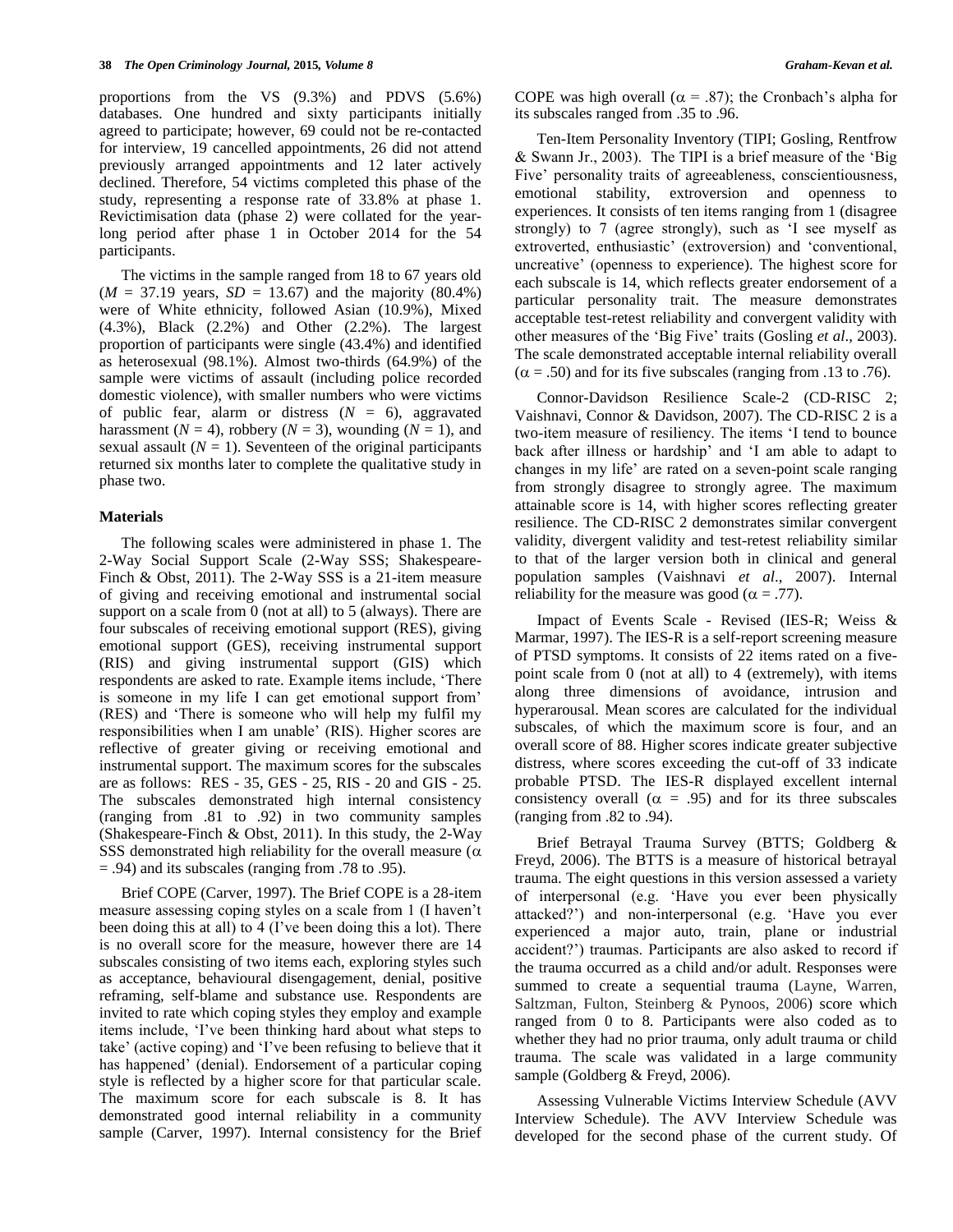proportions from the VS (9.3%) and PDVS (5.6%) databases. One hundred and sixty participants initially agreed to participate; however, 69 could not be re-contacted for interview, 19 cancelled appointments, 26 did not attend previously arranged appointments and 12 later actively declined. Therefore, 54 victims completed this phase of the study, representing a response rate of 33.8% at phase 1. Revictimisation data (phase 2) were collated for the year-long period after phase 1 in October 2014 for the 54 participants.

The victims in the sample ranged from 18 to 67 years old ($M$ = 37.19 years, $SD$ = 13.67) and the majority (80.4%) were of White ethnicity, followed Asian (10.9%), Mixed (4.3%), Black (2.2%) and Other (2.2%). The largest proportion of participants were single (43.4%) and identified as heterosexual (98.1%). Almost two-thirds (64.9%) of the sample were victims of assault (including police recorded domestic violence), with smaller numbers who were victims of public fear, alarm or distress ($N$ = 6), aggravated harassment ($N$ = 4), robbery ($N$ = 3), wounding ($N$ = 1), and sexual assault ($N$ = 1). Seventeen of the original participants returned six months later to complete the qualitative study in phase two.

### Materials

The following scales were administered in phase 1. The 2-Way Social Support Scale (2-Way SSS; Shakespeare-Finch & Obst, 2011). The 2-Way SSS is a 21-item measure of giving and receiving emotional and instrumental social support on a scale from 0 (not at all) to 5 (always). There are four subscales of receiving emotional support (RES), giving emotional support (GES), receiving instrumental support (RIS) and giving instrumental support (GIS) which respondents are asked to rate. Example items include, 'There is someone in my life I can get emotional support from' (RES) and 'There is someone who will help my fulfil my responsibilities when I am unable' (RIS). Higher scores are reflective of greater giving or receiving emotional and instrumental support. The maximum scores for the subscales are as follows: RES - 35, GES - 25, RIS - 20 and GIS - 25. The subscales demonstrated high internal consistency (ranging from .81 to .92) in two community samples (Shakespeare-Finch & Obst, 2011). In this study, the 2-Way SSS demonstrated high reliability for the overall measure ($\alpha$ = .94) and its subscales (ranging from .78 to .95).

Brief COPE (Carver, 1997). The Brief COPE is a 28-item measure assessing coping styles on a scale from 1 (I haven't been doing this at all) to 4 (I've been doing this a lot). There is no overall score for the measure, however there are 14 subscales consisting of two items each, exploring styles such as acceptance, behavioural disengagement, denial, positive reframing, self-blame and substance use. Respondents are invited to rate which coping styles they employ and example items include, 'I've been thinking hard about what steps to take' (active coping) and 'I've been refusing to believe that it has happened' (denial). Endorsement of a particular coping style is reflected by a higher score for that particular scale. The maximum score for each subscale is 8. It has demonstrated good internal reliability in a community sample (Carver, 1997). Internal consistency for the Brief COPE was high overall ($\alpha$ = .87); the Cronbach's alpha for its subscales ranged from .35 to .96.

Ten-Item Personality Inventory (TIPI; Gosling, Rentfrow & Swann Jr., 2003). The TIPI is a brief measure of the 'Big Five' personality traits of agreeableness, conscientiousness, emotional stability, extroversion and openness to experiences. It consists of ten items ranging from 1 (disagree strongly) to 7 (agree strongly), such as 'I see myself as extroverted, enthusiastic' (extroversion) and 'conventional, uncreative' (openness to experience). The highest score for each subscale is 14, which reflects greater endorsement of a particular personality trait. The measure demonstrates acceptable test-retest reliability and convergent validity with other measures of the 'Big Five' traits (Gosling *et al*., 2003). The scale demonstrated acceptable internal reliability overall ($\alpha$ = .50) and for its five subscales (ranging from .13 to .76).

Connor-Davidson Resilience Scale-2 (CD-RISC 2; Vaishnavi, Connor & Davidson, 2007). The CD-RISC 2 is a two-item measure of resiliency. The items 'I tend to bounce back after illness or hardship' and 'I am able to adapt to changes in my life' are rated on a seven-point scale ranging from strongly disagree to strongly agree. The maximum attainable score is 14, with higher scores reflecting greater resilience. The CD-RISC 2 demonstrates similar convergent validity, divergent validity and test-retest reliability similar to that of the larger version both in clinical and general population samples (Vaishnavi *et al*., 2007). Internal reliability for the measure was good ($\alpha$ = .77).

Impact of Events Scale - Revised (IES-R; Weiss & Marmar, 1997). The IES-R is a self-report screening measure of PTSD symptoms. It consists of 22 items rated on a five-point scale from 0 (not at all) to 4 (extremely), with items along three dimensions of avoidance, intrusion and hyperarousal. Mean scores are calculated for the individual subscales, of which the maximum score is four, and an overall score of 88. Higher scores indicate greater subjective distress, where scores exceeding the cut-off of 33 indicate probable PTSD. The IES-R displayed excellent internal consistency overall ($\alpha$ = .95) and for its three subscales (ranging from .82 to .94).

Brief Betrayal Trauma Survey (BTTS; Goldberg & Freyd, 2006). The BTTS is a measure of historical betrayal trauma. The eight questions in this version assessed a variety of interpersonal (e.g. 'Have you ever been physically attacked?') and non-interpersonal (e.g. 'Have you ever experienced a major auto, train, plane or industrial accident?') traumas. Participants are also asked to record if the trauma occurred as a child and/or adult. Responses were summed to create a sequential trauma (Layne, Warren, Saltzman, Fulton, Steinberg & Pynoos, 2006) score which ranged from 0 to 8. Participants were also coded as to whether they had no prior trauma, only adult trauma or child trauma. The scale was validated in a large community sample (Goldberg & Freyd, 2006).

Assessing Vulnerable Victims Interview Schedule (AVV Interview Schedule). The AVV Interview Schedule was developed for the second phase of the current study. Of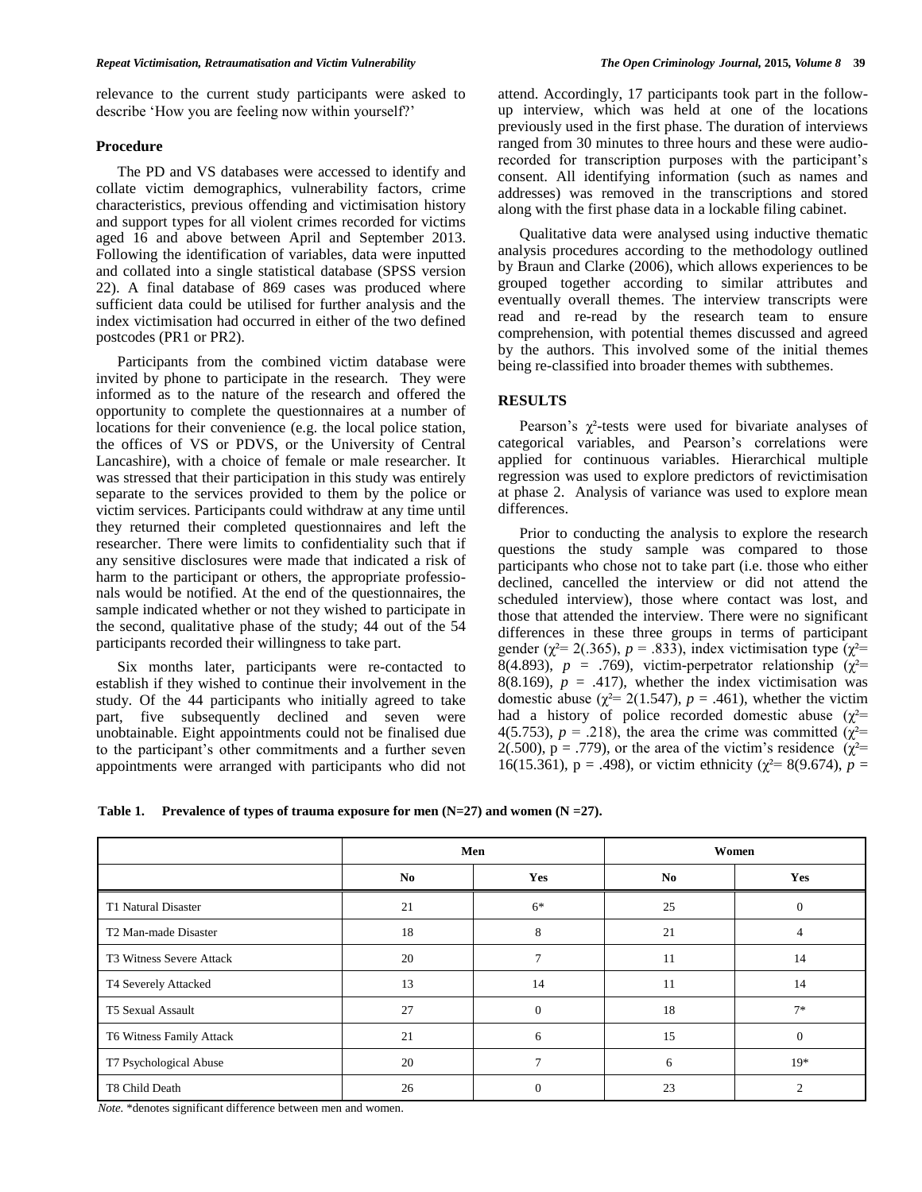relevance to the current study participants were asked to describe 'How you are feeling now within yourself?'

### Procedure

The PD and VS databases were accessed to identify and collate victim demographics, vulnerability factors, crime characteristics, previous offending and victimisation history and support types for all violent crimes recorded for victims aged 16 and above between April and September 2013. Following the identification of variables, data were inputted and collated into a single statistical database (SPSS version 22). A final database of 869 cases was produced where sufficient data could be utilised for further analysis and the index victimisation had occurred in either of the two defined postcodes (PR1 or PR2).

Participants from the combined victim database were invited by phone to participate in the research. They were informed as to the nature of the research and offered the opportunity to complete the questionnaires at a number of locations for their convenience (e.g. the local police station, the offices of VS or PDVS, or the University of Central Lancashire), with a choice of female or male researcher. It was stressed that their participation in this study was entirely separate to the services provided to them by the police or victim services. Participants could withdraw at any time until they returned their completed questionnaires and left the researcher. There were limits to confidentiality such that if any sensitive disclosures were made that indicated a risk of harm to the participant or others, the appropriate professionals would be notified. At the end of the questionnaires, the sample indicated whether or not they wished to participate in the second, qualitative phase of the study; 44 out of the 54 participants recorded their willingness to take part.

Six months later, participants were re-contacted to establish if they wished to continue their involvement in the study. Of the 44 participants who initially agreed to take part, five subsequently declined and seven were unobtainable. Eight appointments could not be finalised due to the participant's other commitments and a further seven appointments were arranged with participants who did not attend. Accordingly, 17 participants took part in the follow-up interview, which was held at one of the locations previously used in the first phase. The duration of interviews ranged from 30 minutes to three hours and these were audio-recorded for transcription purposes with the participant's consent. All identifying information (such as names and addresses) was removed in the transcriptions and stored along with the first phase data in a lockable filing cabinet.

Qualitative data were analysed using inductive thematic analysis procedures according to the methodology outlined by Braun and Clarke (2006), which allows experiences to be grouped together according to similar attributes and eventually overall themes. The interview transcripts were read and re-read by the research team to ensure comprehension, with potential themes discussed and agreed by the authors. This involved some of the initial themes being re-classified into broader themes with subthemes.

## RESULTS

Pearson's $\chi^2$-tests were used for bivariate analyses of categorical variables, and Pearson's correlations were applied for continuous variables. Hierarchical multiple regression was used to explore predictors of revictimisation at phase 2. Analysis of variance was used to explore mean differences.

Prior to conducting the analysis to explore the research questions the study sample was compared to those participants who chose not to take part (i.e. those who either declined, cancelled the interview or did not attend the scheduled interview), those where contact was lost, and those that attended the interview. There were no significant differences in these three groups in terms of participant gender ($\chi^2$= 2(.365), $p$ = .833), index victimisation type ($\chi^2$= 8(4.893), $p$ = .769), victim-perpetrator relationship ($\chi^2$= 8(8.169), $p$ = .417), whether the index victimisation was domestic abuse ($\chi^2$= 2(1.547), $p$ = .461), whether the victim had a history of police recorded domestic abuse ($\chi^2$= 4(5.753), $p$ = .218), the area the crime was committed ($\chi^2$= 2(.500), p = .779), or the area of the victim's residence ($\chi^2$= 16(15.361), p = .498), or victim ethnicity ($\chi^2$= 8(9.674), $p$ =

**Table 1. Prevalence of types of trauma exposure for men (N=27) and women (N =27).**

| | Men | | Women | |
|---|---|---|---|---|
| | **No** | **Yes** | **No** | **Yes** |
| T1 Natural Disaster | 21 | 6* | 25 | 0 |
| T2 Man-made Disaster | 18 | 8 | 21 | 4 |
| T3 Witness Severe Attack | 20 | 7 | 11 | 14 |
| T4 Severely Attacked | 13 | 14 | 11 | 14 |
| T5 Sexual Assault | 27 | 0 | 18 | 7* |
| T6 Witness Family Attack | 21 | 6 | 15 | 0 |
| T7 Psychological Abuse | 20 | 7 | 6 | 19* |
| T8 Child Death | 26 | 0 | 23 | 2 |

*Note.* *denotes significant difference between men and women.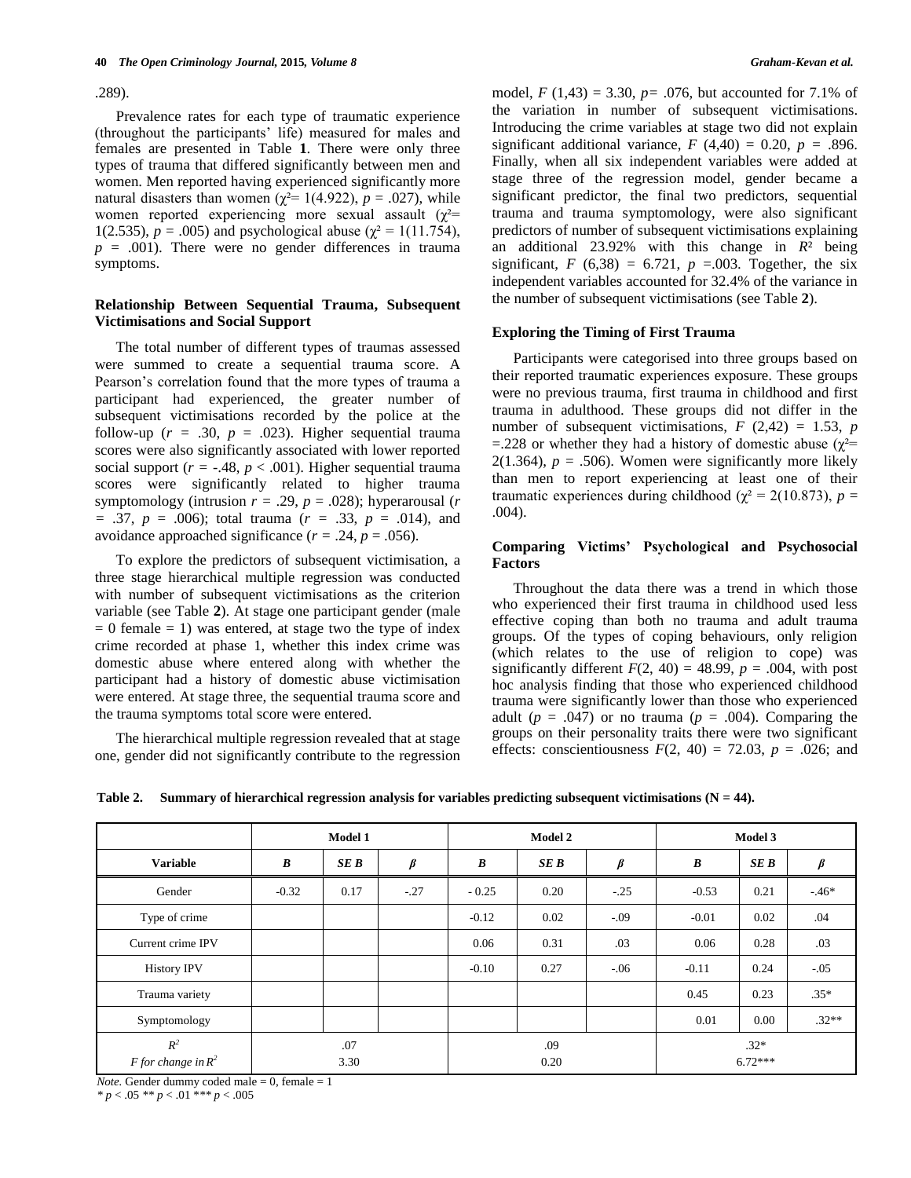.289).

Prevalence rates for each type of traumatic experience (throughout the participants' life) measured for males and females are presented in Table **1**. There were only three types of trauma that differed significantly between men and women. Men reported having experienced significantly more natural disasters than women ($\chi^2$= 1(4.922), $p$ = .027), while women reported experiencing more sexual assault ($\chi^2$= 1(2.535), $p$ = .005) and psychological abuse ($\chi^2$ = 1(11.754), $p$ = .001). There were no gender differences in trauma symptoms.

### Relationship Between Sequential Trauma, Subsequent Victimisations and Social Support

The total number of different types of traumas assessed were summed to create a sequential trauma score. A Pearson's correlation found that the more types of trauma a participant had experienced, the greater number of subsequent victimisations recorded by the police at the follow-up ($r$ = .30, $p$ = .023). Higher sequential trauma scores were also significantly associated with lower reported social support ($r$ = -.48, $p$ < .001). Higher sequential trauma scores were significantly related to higher trauma symptomology (intrusion $r$ = .29, $p$ = .028); hyperarousal ($r$ = .37, $p$ = .006); total trauma ($r$ = .33, $p$ = .014), and avoidance approached significance ($r$ = .24, $p$ = .056).

To explore the predictors of subsequent victimisation, a three stage hierarchical multiple regression was conducted with number of subsequent victimisations as the criterion variable (see Table **2**). At stage one participant gender (male = 0 female = 1) was entered, at stage two the type of index crime recorded at phase 1, whether this index crime was domestic abuse where entered along with whether the participant had a history of domestic abuse victimisation were entered. At stage three, the sequential trauma score and the trauma symptoms total score were entered.

The hierarchical multiple regression revealed that at stage one, gender did not significantly contribute to the regression model, $F$ (1,43) = 3.30, $p$= .076, but accounted for 7.1% of the variation in number of subsequent victimisations. Introducing the crime variables at stage two did not explain significant additional variance, $F$ (4,40) = 0.20, $p$ = .896. Finally, when all six independent variables were added at stage three of the regression model, gender became a significant predictor, the final two predictors, sequential trauma and trauma symptomology, were also significant predictors of number of subsequent victimisations explaining an additional 23.92% with this change in $R^2$ being significant, $F$ (6,38) = 6.721, $p$ =.003. Together, the six independent variables accounted for 32.4% of the variance in the number of subsequent victimisations (see Table **2**).

### Exploring the Timing of First Trauma

Participants were categorised into three groups based on their reported traumatic experiences exposure. These groups were no previous trauma, first trauma in childhood and first trauma in adulthood. These groups did not differ in the number of subsequent victimisations, $F$ (2,42) = 1.53, $p$ =.228 or whether they had a history of domestic abuse ($\chi^2$= 2(1.364), $p$ = .506). Women were significantly more likely than men to report experiencing at least one of their traumatic experiences during childhood ($\chi^2$ = 2(10.873), $p$ = .004).

### Comparing Victims' Psychological and Psychosocial Factors

Throughout the data there was a trend in which those who experienced their first trauma in childhood used less effective coping than both no trauma and adult trauma groups. Of the types of coping behaviours, only religion (which relates to the use of religion to cope) was significantly different $F$(2, 40) = 48.99, $p$ = .004, with post hoc analysis finding that those who experienced childhood trauma were significantly lower than those who experienced adult ($p$ = .047) or no trauma ($p$ = .004). Comparing the groups on their personality traits there were two significant effects: conscientiousness $F$(2, 40) = 72.03, $p$ = .026; and

**Table 2. Summary of hierarchical regression analysis for variables predicting subsequent victimisations (N = 44).**

| | Model 1 | | | Model 2 | | | Model 3 | | |
|---|---|---|---|---|---|---|---|---|---|
| **Variable** | ***B*** | ***SE B*** | ***β*** | ***B*** | ***SE B*** | ***β*** | ***B*** | ***SE B*** | ***β*** |
| Gender | -0.32 | 0.17 | -.27 | - 0.25 | 0.20 | -.25 | -0.53 | 0.21 | -.46* |
| Type of crime | | | | -0.12 | 0.02 | -.09 | -0.01 | 0.02 | .04 |
| Current crime IPV | | | | 0.06 | 0.31 | .03 | 0.06 | 0.28 | .03 |
| History IPV | | | | -0.10 | 0.27 | -.06 | -0.11 | 0.24 | -.05 |
| Trauma variety | | | | | | | 0.45 | 0.23 | .35* |
| Symptomology | | | | | | | 0.01 | 0.00 | .32** |
| $R^2$ | .07 | | | .09 | | | .32* | | |
| *F for change in* $R^2$ | 3.30 | | | 0.20 | | | 6.72*** | | |

*Note.* Gender dummy coded male = 0, female = 1

\* $p$ < .05 \** $p$ < .01 \*** $p$ < .005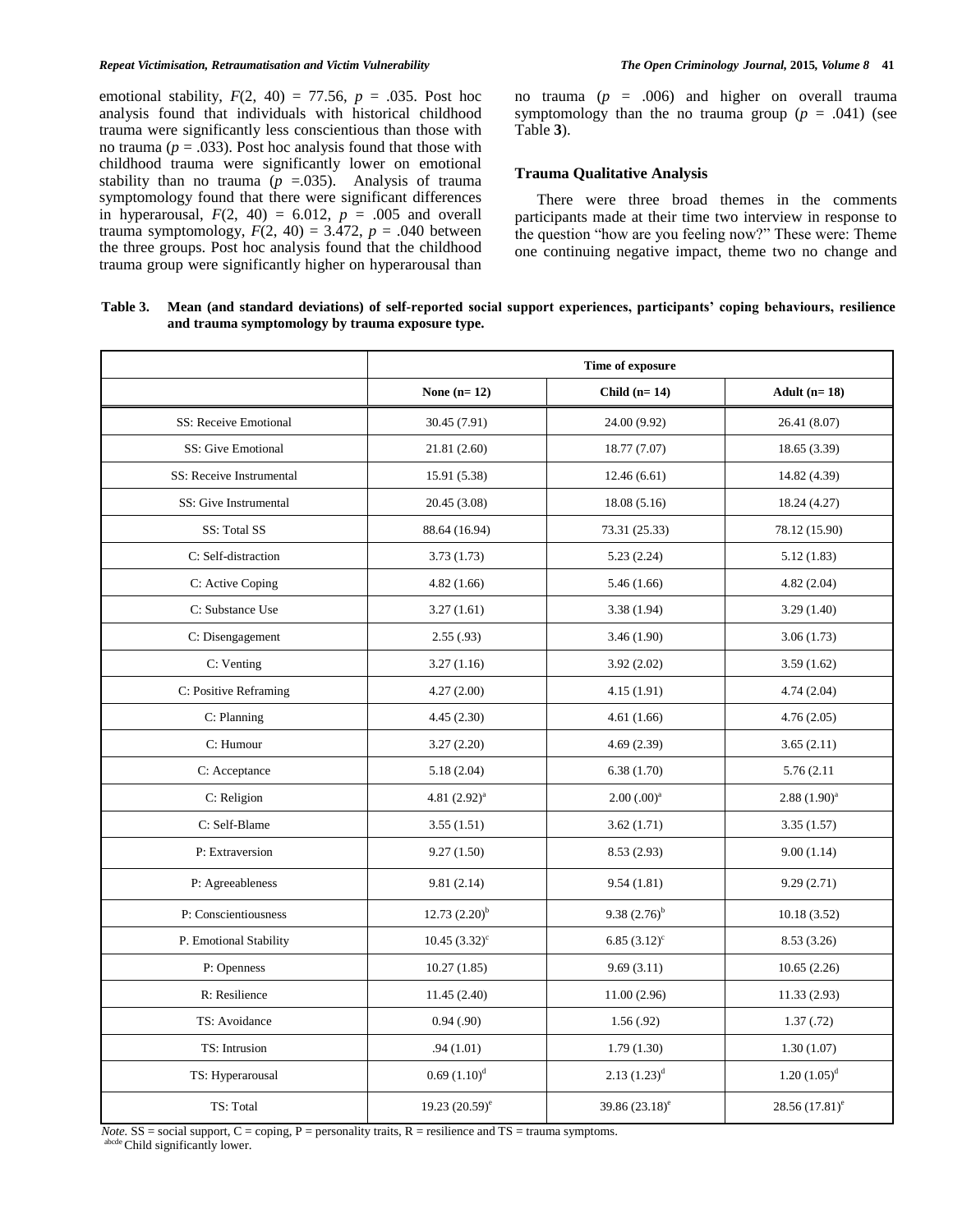emotional stability, $F(2, 40) = 77.56$, $p = .035$. Post hoc analysis found that individuals with historical childhood trauma were significantly less conscientious than those with no trauma ($p = .033$). Post hoc analysis found that those with childhood trauma were significantly lower on emotional stability than no trauma ($p = .035$). Analysis of trauma symptomology found that there were significant differences in hyperarousal, $F(2, 40) = 6.012$, $p = .005$ and overall trauma symptomology, $F(2, 40) = 3.472$, $p = .040$ between the three groups. Post hoc analysis found that the childhood trauma group were significantly higher on hyperarousal than no trauma ($p = .006$) and higher on overall trauma symptomology than the no trauma group ($p = .041$) (see Table **3**).

### Trauma Qualitative Analysis

There were three broad themes in the comments participants made at their time two interview in response to the question "how are you feeling now?" These were: Theme one continuing negative impact, theme two no change and

**Table 3. Mean (and standard deviations) of self-reported social support experiences, participants' coping behaviours, resilience and trauma symptomology by trauma exposure type.**

| | Time of exposure | | |
|---|---|---|---|
| | None (n= 12) | Child (n= 14) | Adult (n= 18) |
| SS: Receive Emotional | 30.45 (7.91) | 24.00 (9.92) | 26.41 (8.07) |
| SS: Give Emotional | 21.81 (2.60) | 18.77 (7.07) | 18.65 (3.39) |
| SS: Receive Instrumental | 15.91 (5.38) | 12.46 (6.61) | 14.82 (4.39) |
| SS: Give Instrumental | 20.45 (3.08) | 18.08 (5.16) | 18.24 (4.27) |
| SS: Total SS | 88.64 (16.94) | 73.31 (25.33) | 78.12 (15.90) |
| C: Self-distraction | 3.73 (1.73) | 5.23 (2.24) | 5.12 (1.83) |
| C: Active Coping | 4.82 (1.66) | 5.46 (1.66) | 4.82 (2.04) |
| C: Substance Use | 3.27 (1.61) | 3.38 (1.94) | 3.29 (1.40) |
| C: Disengagement | 2.55 (.93) | 3.46 (1.90) | 3.06 (1.73) |
| C: Venting | 3.27 (1.16) | 3.92 (2.02) | 3.59 (1.62) |
| C: Positive Reframing | 4.27 (2.00) | 4.15 (1.91) | 4.74 (2.04) |
| C: Planning | 4.45 (2.30) | 4.61 (1.66) | 4.76 (2.05) |
| C: Humour | 3.27 (2.20) | 4.69 (2.39) | 3.65 (2.11) |
| C: Acceptance | 5.18 (2.04) | 6.38 (1.70) | 5.76 (2.11 |
| C: Religion | 4.81 (2.92)[a] | 2.00 (.00)[a] | 2.88 (1.90)[a] |
| C: Self-Blame | 3.55 (1.51) | 3.62 (1.71) | 3.35 (1.57) |
| P: Extraversion | 9.27 (1.50) | 8.53 (2.93) | 9.00 (1.14) |
| P: Agreeableness | 9.81 (2.14) | 9.54 (1.81) | 9.29 (2.71) |
| P: Conscientiousness | 12.73 (2.20)[b] | 9.38 (2.76)[b] | 10.18 (3.52) |
| P. Emotional Stability | 10.45 (3.32)[c] | 6.85 (3.12)[c] | 8.53 (3.26) |
| P: Openness | 10.27 (1.85) | 9.69 (3.11) | 10.65 (2.26) |
| R: Resilience | 11.45 (2.40) | 11.00 (2.96) | 11.33 (2.93) |
| TS: Avoidance | 0.94 (.90) | 1.56 (.92) | 1.37 (.72) |
| TS: Intrusion | .94 (1.01) | 1.79 (1.30) | 1.30 (1.07) |
| TS: Hyperarousal | 0.69 (1.10)[d] | 2.13 (1.23)[d] | 1.20 (1.05)[d] |
| TS: Total | 19.23 (20.59)[e] | 39.86 (23.18)[e] | 28.56 (17.81)[e] |

*Note.* SS = social support, C = coping, P = personality traits, R = resilience and TS = trauma symptoms.
[abcde] Child significantly lower.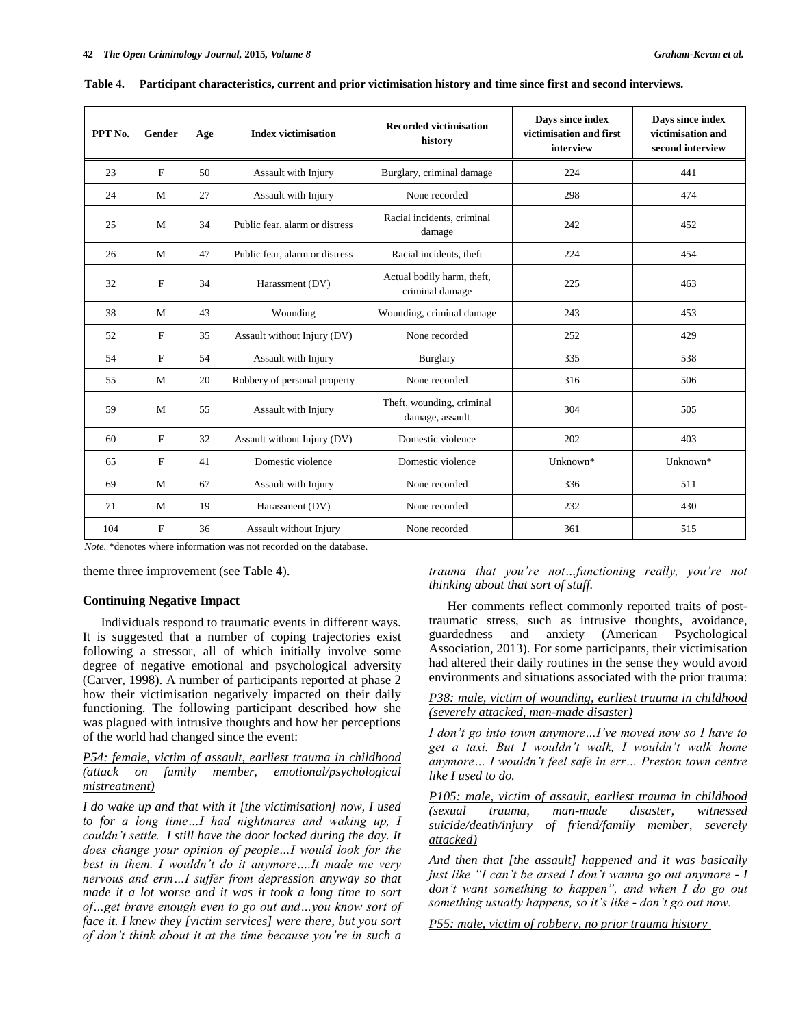**Table 4. Participant characteristics, current and prior victimisation history and time since first and second interviews.**

| PPT No. | Gender | Age | Index victimisation | Recorded victimisation history | Days since index victimisation and first interview | Days since index victimisation and second interview |
|---|---|---|---|---|---|---|
| 23 | F | 50 | Assault with Injury | Burglary, criminal damage | 224 | 441 |
| 24 | M | 27 | Assault with Injury | None recorded | 298 | 474 |
| 25 | M | 34 | Public fear, alarm or distress | Racial incidents, criminal damage | 242 | 452 |
| 26 | M | 47 | Public fear, alarm or distress | Racial incidents, theft | 224 | 454 |
| 32 | F | 34 | Harassment (DV) | Actual bodily harm, theft, criminal damage | 225 | 463 |
| 38 | M | 43 | Wounding | Wounding, criminal damage | 243 | 453 |
| 52 | F | 35 | Assault without Injury (DV) | None recorded | 252 | 429 |
| 54 | F | 54 | Assault with Injury | Burglary | 335 | 538 |
| 55 | M | 20 | Robbery of personal property | None recorded | 316 | 506 |
| 59 | M | 55 | Assault with Injury | Theft, wounding, criminal damage, assault | 304 | 505 |
| 60 | F | 32 | Assault without Injury (DV) | Domestic violence | 202 | 403 |
| 65 | F | 41 | Domestic violence | Domestic violence | Unknown* | Unknown* |
| 69 | M | 67 | Assault with Injury | None recorded | 336 | 511 |
| 71 | M | 19 | Harassment (DV) | None recorded | 232 | 430 |
| 104 | F | 36 | Assault without Injury | None recorded | 361 | 515 |

*Note.* *denotes where information was not recorded on the database.

theme three improvement (see Table **4**).

### Continuing Negative Impact

Individuals respond to traumatic events in different ways. It is suggested that a number of coping trajectories exist following a stressor, all of which initially involve some degree of negative emotional and psychological adversity (Carver, 1998). A number of participants reported at phase 2 how their victimisation negatively impacted on their daily functioning. The following participant described how she was plagued with intrusive thoughts and how her perceptions of the world had changed since the event:

<u>P54: female, victim of assault, earliest trauma in childhood (attack on family member, emotional/psychological mistreatment)</u>

*I do wake up and that with it [the victimisation] now, I used to for a long time…I had nightmares and waking up, I couldn't settle. I still have the door locked during the day. It does change your opinion of people…I would look for the best in them. I wouldn't do it anymore….It made me very nervous and erm…I suffer from depression anyway so that made it a lot worse and it was it took a long time to sort of…get brave enough even to go out and…you know sort of face it. I knew they [victim services] were there, but you sort of don't think about it at the time because you're in such a trauma that you're not…functioning really, you're not thinking about that sort of stuff.*

Her comments reflect commonly reported traits of post-traumatic stress, such as intrusive thoughts, avoidance, guardedness and anxiety (American Psychological Association, 2013). For some participants, their victimisation had altered their daily routines in the sense they would avoid environments and situations associated with the prior trauma:

<u>P38: male, victim of wounding, earliest trauma in childhood (severely attacked, man-made disaster)</u>

*I don't go into town anymore…I've moved now so I have to get a taxi. But I wouldn't walk, I wouldn't walk home anymore… I wouldn't feel safe in err… Preston town centre like I used to do.*

<u>P105: male, victim of assault, earliest trauma in childhood (sexual trauma, man-made disaster, witnessed suicide/death/injury of friend/family member, severely attacked)</u>

*And then that [the assault] happened and it was basically just like "I can't be arsed I don't wanna go out anymore - I don't want something to happen", and when I do go out something usually happens, so it's like - don't go out now.*

<u>P55: male, victim of robbery, no prior trauma history</u>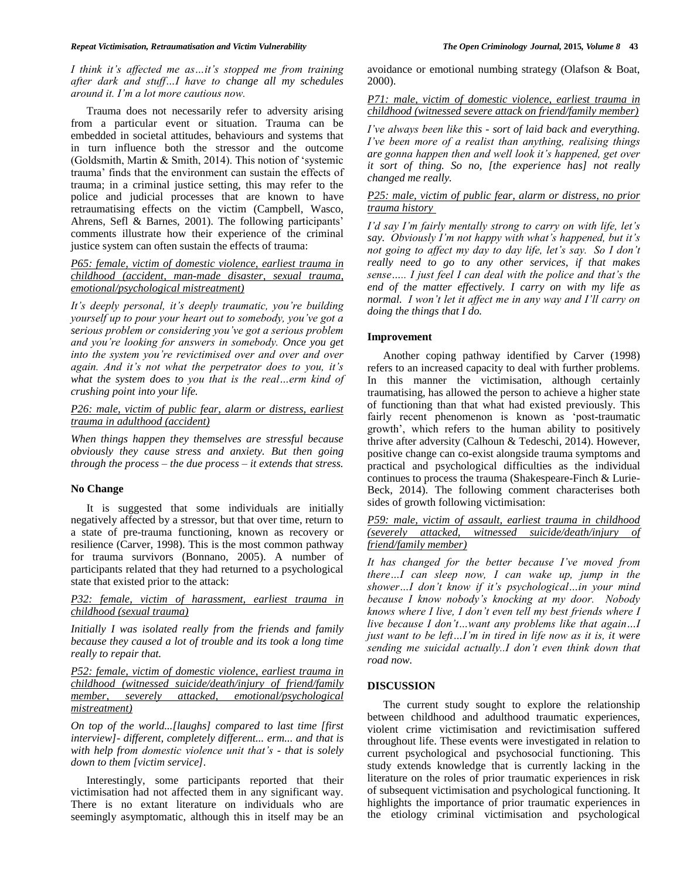*I think it's affected me as…it's stopped me from training after dark and stuff…I have to change all my schedules around it. I'm a lot more cautious now.*

Trauma does not necessarily refer to adversity arising from a particular event or situation. Trauma can be embedded in societal attitudes, behaviours and systems that in turn influence both the stressor and the outcome (Goldsmith, Martin & Smith, 2014). This notion of 'systemic trauma' finds that the environment can sustain the effects of trauma; in a criminal justice setting, this may refer to the police and judicial processes that are known to have retraumatising effects on the victim (Campbell, Wasco, Ahrens, Sefl & Barnes, 2001). The following participants' comments illustrate how their experience of the criminal justice system can often sustain the effects of trauma:

*P65: female, victim of domestic violence, earliest trauma in childhood (accident, man-made disaster, sexual trauma, emotional/psychological mistreatment)*

*It's deeply personal, it's deeply traumatic, you're building yourself up to pour your heart out to somebody, you've got a serious problem or considering you've got a serious problem and you're looking for answers in somebody. Once you get into the system you're revictimised over and over and over again. And it's not what the perpetrator does to you, it's what the system does to you that is the real…erm kind of crushing point into your life.*

*P26: male, victim of public fear, alarm or distress, earliest trauma in adulthood (accident)*

*When things happen they themselves are stressful because obviously they cause stress and anxiety. But then going through the process – the due process – it extends that stress.*

**No Change**

It is suggested that some individuals are initially negatively affected by a stressor, but that over time, return to a state of pre-trauma functioning, known as recovery or resilience (Carver, 1998). This is the most common pathway for trauma survivors (Bonnano, 2005). A number of participants related that they had returned to a psychological state that existed prior to the attack:

*P32: female, victim of harassment, earliest trauma in childhood (sexual trauma)*

*Initially I was isolated really from the friends and family because they caused a lot of trouble and its took a long time really to repair that.*

*P52: female, victim of domestic violence, earliest trauma in childhood (witnessed suicide/death/injury of friend/family member, severely attacked, emotional/psychological mistreatment)*

*On top of the world...[laughs] compared to last time [first interview]- different, completely different... erm... and that is with help from domestic violence unit that's - that is solely down to them [victim service].*

Interestingly, some participants reported that their victimisation had not affected them in any significant way. There is no extant literature on individuals who are seemingly asymptomatic, although this in itself may be an avoidance or emotional numbing strategy (Olafson & Boat, 2000).

*P71: male, victim of domestic violence, earliest trauma in childhood (witnessed severe attack on friend/family member)*

*I've always been like this - sort of laid back and everything. I've been more of a realist than anything, realising things are gonna happen then and well look it's happened, get over it sort of thing. So no, [the experience has] not really changed me really.*

*P25: male, victim of public fear, alarm or distress, no prior trauma history*

*I'd say I'm fairly mentally strong to carry on with life, let's say. Obviously I'm not happy with what's happened, but it's not going to affect my day to day life, let's say. So I don't really need to go to any other services, if that makes sense….. I just feel I can deal with the police and that's the end of the matter effectively. I carry on with my life as normal. I won't let it affect me in any way and I'll carry on doing the things that I do.*

**Improvement**

Another coping pathway identified by Carver (1998) refers to an increased capacity to deal with further problems. In this manner the victimisation, although certainly traumatising, has allowed the person to achieve a higher state of functioning than that what had existed previously. This fairly recent phenomenon is known as 'post-traumatic growth', which refers to the human ability to positively thrive after adversity (Calhoun & Tedeschi, 2014). However, positive change can co-exist alongside trauma symptoms and practical and psychological difficulties as the individual continues to process the trauma (Shakespeare-Finch & Lurie-Beck, 2014). The following comment characterises both sides of growth following victimisation:

*P59: male, victim of assault, earliest trauma in childhood (severely attacked, witnessed suicide/death/injury of friend/family member)*

*It has changed for the better because I've moved from there…I can sleep now, I can wake up, jump in the shower…I don't know if it's psychological…in your mind because I know nobody's knocking at my door. Nobody knows where I live, I don't even tell my best friends where I live because I don't…want any problems like that again…I just want to be left…I'm in tired in life now as it is, it were sending me suicidal actually..I don't even think down that road now.*

## DISCUSSION

The current study sought to explore the relationship between childhood and adulthood traumatic experiences, violent crime victimisation and revictimisation suffered throughout life. These events were investigated in relation to current psychological and psychosocial functioning. This study extends knowledge that is currently lacking in the literature on the roles of prior traumatic experiences in risk of subsequent victimisation and psychological functioning. It highlights the importance of prior traumatic experiences in the etiology criminal victimisation and psychological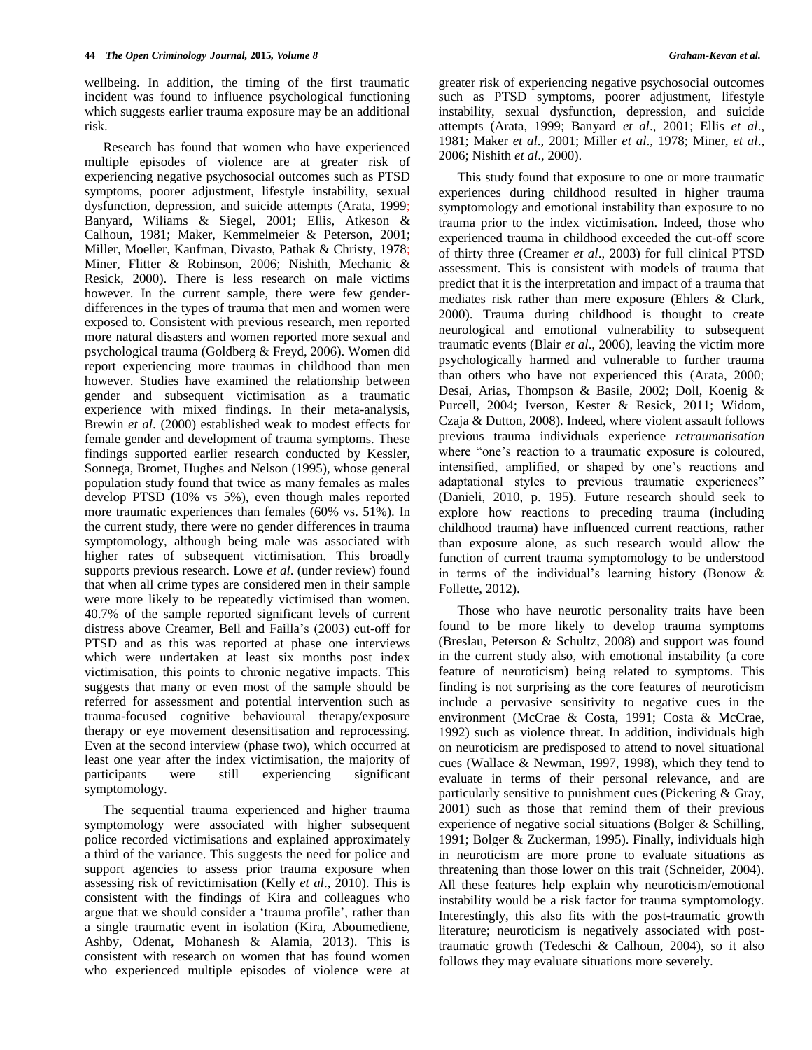wellbeing. In addition, the timing of the first traumatic incident was found to influence psychological functioning which suggests earlier trauma exposure may be an additional risk.

Research has found that women who have experienced multiple episodes of violence are at greater risk of experiencing negative psychosocial outcomes such as PTSD symptoms, poorer adjustment, lifestyle instability, sexual dysfunction, depression, and suicide attempts (Arata, 1999; Banyard, Wiliams & Siegel, 2001; Ellis, Atkeson & Calhoun, 1981; Maker, Kemmelmeier & Peterson, 2001; Miller, Moeller, Kaufman, Divasto, Pathak & Christy, 1978; Miner, Flitter & Robinson, 2006; Nishith, Mechanic & Resick, 2000). There is less research on male victims however. In the current sample, there were few gender-differences in the types of trauma that men and women were exposed to. Consistent with previous research, men reported more natural disasters and women reported more sexual and psychological trauma (Goldberg & Freyd, 2006). Women did report experiencing more traumas in childhood than men however. Studies have examined the relationship between gender and subsequent victimisation as a traumatic experience with mixed findings. In their meta-analysis, Brewin *et al*. (2000) established weak to modest effects for female gender and development of trauma symptoms. These findings supported earlier research conducted by Kessler, Sonnega, Bromet, Hughes and Nelson (1995), whose general population study found that twice as many females as males develop PTSD (10% vs 5%), even though males reported more traumatic experiences than females (60% vs. 51%). In the current study, there were no gender differences in trauma symptomology, although being male was associated with higher rates of subsequent victimisation. This broadly supports previous research. Lowe *et al*. (under review) found that when all crime types are considered men in their sample were more likely to be repeatedly victimised than women. 40.7% of the sample reported significant levels of current distress above Creamer, Bell and Failla's (2003) cut-off for PTSD and as this was reported at phase one interviews which were undertaken at least six months post index victimisation, this points to chronic negative impacts. This suggests that many or even most of the sample should be referred for assessment and potential intervention such as trauma-focused cognitive behavioural therapy/exposure therapy or eye movement desensitisation and reprocessing. Even at the second interview (phase two), which occurred at least one year after the index victimisation, the majority of participants were still experiencing significant symptomology.

The sequential trauma experienced and higher trauma symptomology were associated with higher subsequent police recorded victimisations and explained approximately a third of the variance. This suggests the need for police and support agencies to assess prior trauma exposure when assessing risk of revictimisation (Kelly *et al*., 2010). This is consistent with the findings of Kira and colleagues who argue that we should consider a 'trauma profile', rather than a single traumatic event in isolation (Kira, Aboumediene, Ashby, Odenat, Mohanesh & Alamia, 2013). This is consistent with research on women that has found women who experienced multiple episodes of violence were at greater risk of experiencing negative psychosocial outcomes such as PTSD symptoms, poorer adjustment, lifestyle instability, sexual dysfunction, depression, and suicide attempts (Arata, 1999; Banyard *et al*., 2001; Ellis *et al*., 1981; Maker *et al*., 2001; Miller *et al*., 1978; Miner, *et al*., 2006; Nishith *et al*., 2000).

This study found that exposure to one or more traumatic experiences during childhood resulted in higher trauma symptomology and emotional instability than exposure to no trauma prior to the index victimisation. Indeed, those who experienced trauma in childhood exceeded the cut-off score of thirty three (Creamer *et al*., 2003) for full clinical PTSD assessment. This is consistent with models of trauma that predict that it is the interpretation and impact of a trauma that mediates risk rather than mere exposure (Ehlers & Clark, 2000). Trauma during childhood is thought to create neurological and emotional vulnerability to subsequent traumatic events (Blair *et al*., 2006), leaving the victim more psychologically harmed and vulnerable to further trauma than others who have not experienced this (Arata, 2000; Desai, Arias, Thompson & Basile, 2002; Doll, Koenig & Purcell, 2004; Iverson, Kester & Resick, 2011; Widom, Czaja & Dutton, 2008). Indeed, where violent assault follows previous trauma individuals experience *retraumatisation* where "one's reaction to a traumatic exposure is coloured, intensified, amplified, or shaped by one's reactions and adaptational styles to previous traumatic experiences" (Danieli, 2010, p. 195). Future research should seek to explore how reactions to preceding trauma (including childhood trauma) have influenced current reactions, rather than exposure alone, as such research would allow the function of current trauma symptomology to be understood in terms of the individual's learning history (Bonow & Follette, 2012).

Those who have neurotic personality traits have been found to be more likely to develop trauma symptoms (Breslau, Peterson & Schultz, 2008) and support was found in the current study also, with emotional instability (a core feature of neuroticism) being related to symptoms. This finding is not surprising as the core features of neuroticism include a pervasive sensitivity to negative cues in the environment (McCrae & Costa, 1991; Costa & McCrae, 1992) such as violence threat. In addition, individuals high on neuroticism are predisposed to attend to novel situational cues (Wallace & Newman, 1997, 1998), which they tend to evaluate in terms of their personal relevance, and are particularly sensitive to punishment cues (Pickering & Gray, 2001) such as those that remind them of their previous experience of negative social situations (Bolger & Schilling, 1991; Bolger & Zuckerman, 1995). Finally, individuals high in neuroticism are more prone to evaluate situations as threatening than those lower on this trait (Schneider, 2004). All these features help explain why neuroticism/emotional instability would be a risk factor for trauma symptomology. Interestingly, this also fits with the post-traumatic growth literature; neuroticism is negatively associated with post-traumatic growth (Tedeschi & Calhoun, 2004), so it also follows they may evaluate situations more severely.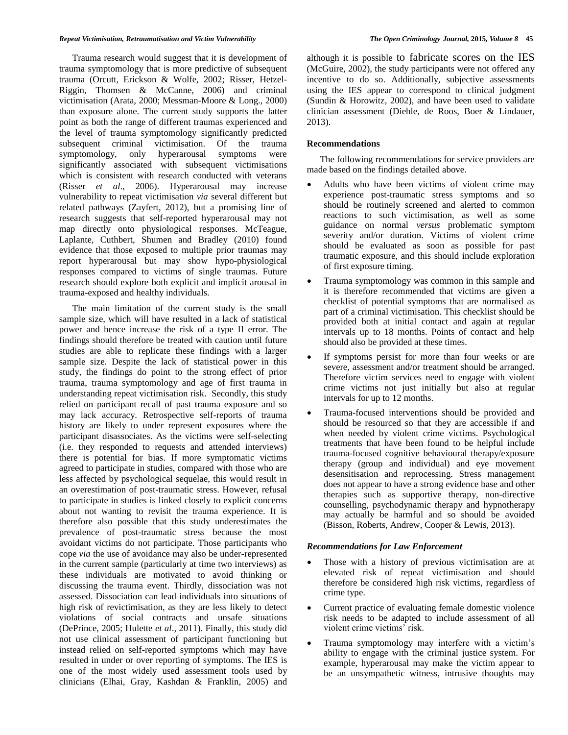Trauma research would suggest that it is development of trauma symptomology that is more predictive of subsequent trauma (Orcutt, Erickson & Wolfe, 2002; Risser, Hetzel-Riggin, Thomsen & McCanne, 2006) and criminal victimisation (Arata, 2000; Messman-Moore & Long., 2000) than exposure alone. The current study supports the latter point as both the range of different traumas experienced and the level of trauma symptomology significantly predicted subsequent criminal victimisation. Of the trauma symptomology, only hyperarousal symptoms were significantly associated with subsequent victimisations which is consistent with research conducted with veterans (Risser *et al*., 2006). Hyperarousal may increase vulnerability to repeat victimisation *via* several different but related pathways (Zayfert, 2012), but a promising line of research suggests that self-reported hyperarousal may not map directly onto physiological responses. McTeague, Laplante, Cuthbert, Shumen and Bradley (2010) found evidence that those exposed to multiple prior traumas may report hyperarousal but may show hypo-physiological responses compared to victims of single traumas. Future research should explore both explicit and implicit arousal in trauma-exposed and healthy individuals.

The main limitation of the current study is the small sample size, which will have resulted in a lack of statistical power and hence increase the risk of a type II error. The findings should therefore be treated with caution until future studies are able to replicate these findings with a larger sample size. Despite the lack of statistical power in this study, the findings do point to the strong effect of prior trauma, trauma symptomology and age of first trauma in understanding repeat victimisation risk. Secondly, this study relied on participant recall of past trauma exposure and so may lack accuracy. Retrospective self-reports of trauma history are likely to under represent exposures where the participant disassociates. As the victims were self-selecting (i.e. they responded to requests and attended interviews) there is potential for bias. If more symptomatic victims agreed to participate in studies, compared with those who are less affected by psychological sequelae, this would result in an overestimation of post-traumatic stress. However, refusal to participate in studies is linked closely to explicit concerns about not wanting to revisit the trauma experience. It is therefore also possible that this study underestimates the prevalence of post-traumatic stress because the most avoidant victims do not participate. Those participants who cope *via* the use of avoidance may also be under-represented in the current sample (particularly at time two interviews) as these individuals are motivated to avoid thinking or discussing the trauma event. Thirdly, dissociation was not assessed. Dissociation can lead individuals into situations of high risk of revictimisation, as they are less likely to detect violations of social contracts and unsafe situations (DePrince, 2005; Hulette *et al*., 2011). Finally, this study did not use clinical assessment of participant functioning but instead relied on self-reported symptoms which may have resulted in under or over reporting of symptoms. The IES is one of the most widely used assessment tools used by clinicians (Elhai, Gray, Kashdan & Franklin, 2005) and although it is possible to fabricate scores on the IES (McGuire, 2002), the study participants were not offered any incentive to do so. Additionally, subjective assessments using the IES appear to correspond to clinical judgment (Sundin & Horowitz, 2002), and have been used to validate clinician assessment (Diehle, de Roos, Boer & Lindauer, 2013).

**Recommendations**

The following recommendations for service providers are made based on the findings detailed above.

- Adults who have been victims of violent crime may experience post-traumatic stress symptoms and so should be routinely screened and alerted to common reactions to such victimisation, as well as some guidance on normal *versus* problematic symptom severity and/or duration. Victims of violent crime should be evaluated as soon as possible for past traumatic exposure, and this should include exploration of first exposure timing.
- Trauma symptomology was common in this sample and it is therefore recommended that victims are given a checklist of potential symptoms that are normalised as part of a criminal victimisation. This checklist should be provided both at initial contact and again at regular intervals up to 18 months. Points of contact and help should also be provided at these times.
- If symptoms persist for more than four weeks or are severe, assessment and/or treatment should be arranged. Therefore victim services need to engage with violent crime victims not just initially but also at regular intervals for up to 12 months.
- Trauma-focused interventions should be provided and should be resourced so that they are accessible if and when needed by violent crime victims. Psychological treatments that have been found to be helpful include trauma-focused cognitive behavioural therapy/exposure therapy (group and individual) and eye movement desensitisation and reprocessing. Stress management does not appear to have a strong evidence base and other therapies such as supportive therapy, non-directive counselling, psychodynamic therapy and hypnotherapy may actually be harmful and so should be avoided (Bisson, Roberts, Andrew, Cooper & Lewis, 2013).

***Recommendations for Law Enforcement***

- Those with a history of previous victimisation are at elevated risk of repeat victimisation and should therefore be considered high risk victims, regardless of crime type.
- Current practice of evaluating female domestic violence risk needs to be adapted to include assessment of all violent crime victims' risk.
- Trauma symptomology may interfere with a victim's ability to engage with the criminal justice system. For example, hyperarousal may make the victim appear to be an unsympathetic witness, intrusive thoughts may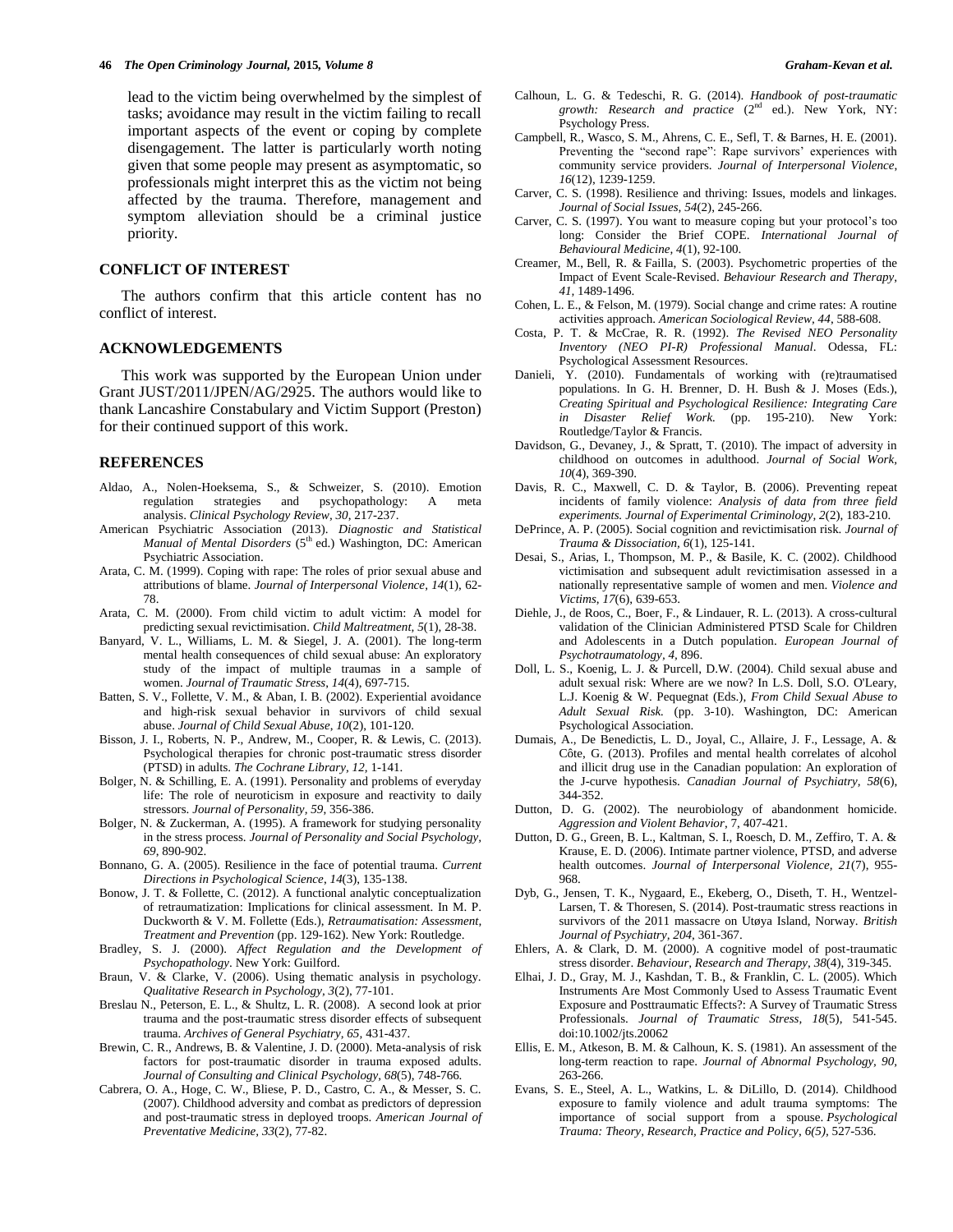lead to the victim being overwhelmed by the simplest of tasks; avoidance may result in the victim failing to recall important aspects of the event or coping by complete disengagement. The latter is particularly worth noting given that some people may present as asymptomatic, so professionals might interpret this as the victim not being affected by the trauma. Therefore, management and symptom alleviation should be a criminal justice priority.

## CONFLICT OF INTEREST

The authors confirm that this article content has no conflict of interest.

## ACKNOWLEDGEMENTS

This work was supported by the European Union under Grant JUST/2011/JPEN/AG/2925. The authors would like to thank Lancashire Constabulary and Victim Support (Preston) for their continued support of this work.

## REFERENCES

Aldao, A., Nolen-Hoeksema, S., & Schweizer, S. (2010). Emotion regulation strategies and psychopathology: A meta analysis. *Clinical Psychology Review, 30*, 217-237.

American Psychiatric Association (2013). *Diagnostic and Statistical Manual of Mental Disorders* (5th ed.) Washington, DC: American Psychiatric Association.

Arata, C. M. (1999). Coping with rape: The roles of prior sexual abuse and attributions of blame. *Journal of Interpersonal Violence, 14*(1), 62-78.

Arata, C. M. (2000). From child victim to adult victim: A model for predicting sexual revictimisation. *Child Maltreatment, 5*(1), 28-38.

Banyard, V. L., Williams, L. M. & Siegel, J. A. (2001). The long-term mental health consequences of child sexual abuse: An exploratory study of the impact of multiple traumas in a sample of women. *Journal of Traumatic Stress, 14*(4), 697-715.

Batten, S. V., Follette, V. M., & Aban, I. B. (2002). Experiential avoidance and high-risk sexual behavior in survivors of child sexual abuse. *Journal of Child Sexual Abuse, 10*(2), 101-120.

Bisson, J. I., Roberts, N. P., Andrew, M., Cooper, R. & Lewis, C. (2013). Psychological therapies for chronic post-traumatic stress disorder (PTSD) in adults. *The Cochrane Library, 12*, 1-141.

Bolger, N. & Schilling, E. A. (1991). Personality and problems of everyday life: The role of neuroticism in exposure and reactivity to daily stressors. *Journal of Personality, 59*, 356-386.

Bolger, N. & Zuckerman, A. (1995). A framework for studying personality in the stress process. *Journal of Personality and Social Psychology, 69*, 890-902.

Bonnano, G. A. (2005). Resilience in the face of potential trauma. *Current Directions in Psychological Science, 14*(3), 135-138.

Bonow, J. T. & Follette, C. (2012). A functional analytic conceptualization of retraumatization: Implications for clinical assessment. In M. P. Duckworth & V. M. Follette (Eds.), *Retraumatisation: Assessment, Treatment and Prevention* (pp. 129-162). New York: Routledge.

Bradley, S. J. (2000). *Affect Regulation and the Development of Psychopathology*. New York: Guilford.

Braun, V. & Clarke, V. (2006). Using thematic analysis in psychology. *Qualitative Research in Psychology, 3*(2), 77-101.

Breslau N., Peterson, E. L., & Shultz, L. R. (2008). A second look at prior trauma and the post-traumatic stress disorder effects of subsequent trauma. *Archives of General Psychiatry, 65*, 431-437.

Brewin, C. R., Andrews, B. & Valentine, J. D. (2000). Meta-analysis of risk factors for post-traumatic disorder in trauma exposed adults. *Journal of Consulting and Clinical Psychology, 68*(5), 748-766.

Cabrera, O. A., Hoge, C. W., Bliese, P. D., Castro, C. A., & Messer, S. C. (2007). Childhood adversity and combat as predictors of depression and post-traumatic stress in deployed troops. *American Journal of Preventative Medicine, 33*(2), 77-82.

Calhoun, L. G. & Tedeschi, R. G. (2014). *Handbook of post-traumatic growth: Research and practice* (2nd ed.). New York, NY: Psychology Press.

Campbell, R., Wasco, S. M., Ahrens, C. E., Sefl, T. & Barnes, H. E. (2001). Preventing the "second rape": Rape survivors' experiences with community service providers. *Journal of Interpersonal Violence, 16*(12), 1239-1259.

Carver, C. S. (1998). Resilience and thriving: Issues, models and linkages. *Journal of Social Issues, 54*(2), 245-266.

Carver, C. S. (1997). You want to measure coping but your protocol's too long: Consider the Brief COPE. *International Journal of Behavioural Medicine, 4*(1), 92-100.

Creamer, M., Bell, R. & Failla, S. (2003). Psychometric properties of the Impact of Event Scale-Revised. *Behaviour Research and Therapy, 41*, 1489-1496.

Cohen, L. E., & Felson, M. (1979). Social change and crime rates: A routine activities approach. *American Sociological Review, 44*, 588-608.

Costa, P. T. & McCrae, R. R. (1992). *The Revised NEO Personality Inventory (NEO PI-R) Professional Manual*. Odessa, FL: Psychological Assessment Resources.

Danieli, Y. (2010). Fundamentals of working with (re)traumatised populations. In G. H. Brenner, D. H. Bush & J. Moses (Eds.), *Creating Spiritual and Psychological Resilience: Integrating Care in Disaster Relief Work.* (pp. 195-210). New York: Routledge/Taylor & Francis.

Davidson, G., Devaney, J., & Spratt, T. (2010). The impact of adversity in childhood on outcomes in adulthood. *Journal of Social Work, 10*(4), 369-390.

Davis, R. C., Maxwell, C. D. & Taylor, B. (2006). Preventing repeat incidents of family violence: *Analysis of data from three field experiments. Journal of Experimental Criminology, 2*(2), 183-210.

DePrince, A. P. (2005). Social cognition and revictimisation risk. *Journal of Trauma & Dissociation, 6*(1), 125-141.

Desai, S., Arias, I., Thompson, M. P., & Basile, K. C. (2002). Childhood victimisation and subsequent adult revictimisation assessed in a nationally representative sample of women and men. *Violence and Victims, 17*(6), 639-653.

Diehle, J., de Roos, C., Boer, F., & Lindauer, R. L. (2013). A cross-cultural validation of the Clinician Administered PTSD Scale for Children and Adolescents in a Dutch population. *European Journal of Psychotraumatology, 4*, 896.

Doll, L. S., Koenig, L. J. & Purcell, D.W. (2004). Child sexual abuse and adult sexual risk: Where are we now? In L.S. Doll, S.O. O'Leary, L.J. Koenig & W. Pequegnat (Eds.), *From Child Sexual Abuse to Adult Sexual Risk.* (pp. 3-10). Washington, DC: American Psychological Association.

Dumais, A., De Benedictis, L. D., Joyal, C., Allaire, J. F., Lessage, A. & Côte, G. (2013). Profiles and mental health correlates of alcohol and illicit drug use in the Canadian population: An exploration of the J-curve hypothesis. *Canadian Journal of Psychiatry, 58*(6), 344-352.

Dutton, D. G. (2002). The neurobiology of abandonment homicide. *Aggression and Violent Behavior*, 7, 407-421.

Dutton, D. G., Green, B. L., Kaltman, S. I., Roesch, D. M., Zeffiro, T. A. & Krause, E. D. (2006). Intimate partner violence, PTSD, and adverse health outcomes. *Journal of Interpersonal Violence, 21*(7), 955-968.

Dyb, G., Jensen, T. K., Nygaard, E., Ekeberg, O., Diseth, T. H., Wentzel-Larsen, T. & Thoresen, S. (2014). Post-traumatic stress reactions in survivors of the 2011 massacre on Utøya Island, Norway. *British Journal of Psychiatry, 204*, 361-367.

Ehlers, A. & Clark, D. M. (2000). A cognitive model of post-traumatic stress disorder. *Behaviour, Research and Therapy, 38*(4), 319-345.

Elhai, J. D., Gray, M. J., Kashdan, T. B., & Franklin, C. L. (2005). Which Instruments Are Most Commonly Used to Assess Traumatic Event Exposure and Posttraumatic Effects?: A Survey of Traumatic Stress Professionals. *Journal of Traumatic Stress, 18*(5), 541-545. doi:10.1002/jts.20062

Ellis, E. M., Atkeson, B. M. & Calhoun, K. S. (1981). An assessment of the long-term reaction to rape. *Journal of Abnormal Psychology, 90*, 263-266.

Evans, S. E., Steel, A. L., Watkins, L. & DiLillo, D. (2014). Childhood exposure to family violence and adult trauma symptoms: The importance of social support from a spouse. *Psychological Trauma: Theory, Research, Practice and Policy, 6(5)*, 527-536.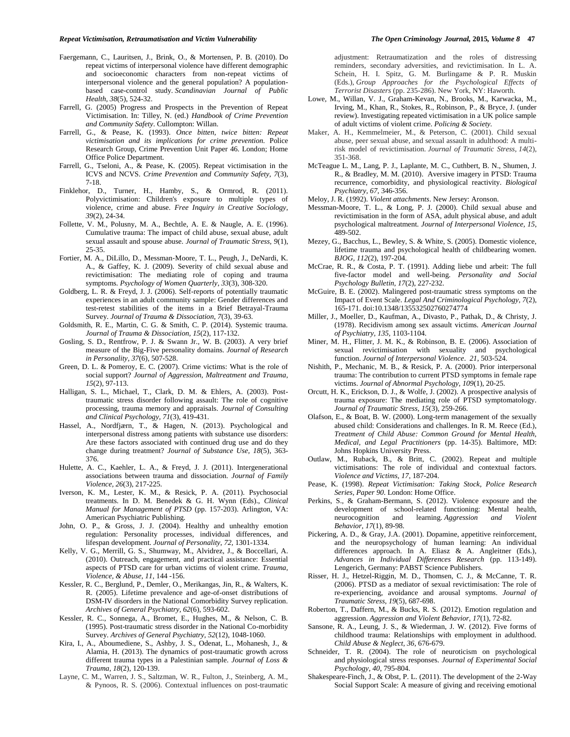Faergemann, C., Lauritsen, J., Brink, O., & Mortensen, P. B. (2010). Do repeat victims of interpersonal violence have different demographic and socioeconomic characters from non-repeat victims of interpersonal violence and the general population? A population-based case-control study. *Scandinavian Journal of Public Health, 38*(5), 524-32.

Farrell, G. (2005) Progress and Prospects in the Prevention of Repeat Victimisation. In: Tilley, N. (ed.) *Handbook of Crime Prevention and Community Safety*. Cullompton: Willan.

Farrell, G., & Pease, K. (1993). *Once bitten, twice bitten: Repeat victimisation and its implications for crime prevention.* Police Research Group, Crime Prevention Unit Paper 46. London; Home Office Police Department.

Farrell, G., Tseloni, A., & Pease, K. (2005). Repeat victimisation in the ICVS and NCVS. *Crime Prevention and Community Safety, 7*(3), 7-18.

Finklehor, D., Turner, H., Hamby, S., & Ormrod, R. (2011). Polyvictimisation: Children's exposure to multiple types of violence, crime and abuse. *Free Inquiry in Creative Sociology, 39*(2), 24-34.

Follette, V. M., Polusny, M. A., Bechtle, A. E. & Naugle, A. E. (1996). Cumulative trauma: The impact of child abuse, sexual abuse, adult sexual assault and spouse abuse. *Journal of Traumatic Stress, 9*(1), 25-35.

Fortier, M. A., DiLillo, D., Messman-Moore, T. L., Peugh, J., DeNardi, K. A., & Gaffey, K. J. (2009). Severity of child sexual abuse and revictimisation: The mediating role of coping and trauma symptoms. *Psychology of Women Quarterly, 33*(3), 308-320.

Goldberg, L. R. & Freyd, J. J. (2006). Self-reports of potentially traumatic experiences in an adult community sample: Gender differences and test-retest stabilities of the items in a Brief Betrayal-Trauma Survey. *Journal of Trauma & Dissociation, 7*(3), 39-63.

Goldsmith, R. E., Martin, C. G. & Smith, C. P. (2014). Systemic trauma. *Journal of Trauma & Dissociation, 15*(2), 117-132.

Gosling, S. D., Rentfrow, P. J. & Swann Jr., W. B. (2003). A very brief measure of the Big-Five personality domains. *Journal of Research in Personality, 37*(6), 507-528.

Green, D. L. & Pomeroy, E. C. (2007). Crime victims: What is the role of social support? *Journal of Aggression, Maltreatment and Trauma, 15*(2), 97-113.

Halligan, S. L., Michael, T., Clark, D. M. & Ehlers, A. (2003). Post-traumatic stress disorder following assault: The role of cognitive processing, trauma memory and appraisals. *Journal of Consulting and Clinical Psychology, 71*(3), 419-431.

Hassel, A., Nordfjærn, T., & Hagen, N. (2013). Psychological and interpersonal distress among patients with substance use disorders: Are these factors associated with continued drug use and do they change during treatment? *Journal of Substance Use, 18*(5), 363-376.

Hulette, A. C., Kaehler, L. A., & Freyd, J. J. (2011). Intergenerational associations between trauma and dissociation. *Journal of Family Violence, 26*(3), 217-225.

Iverson, K. M., Lester, K. M., & Resick, P. A. (2011). Psychosocial treatments. In D. M. Benedek & G. H. Wynn (Eds)., *Clinical Manual for Management of PTSD* (pp. 157-203). Arlington, VA: American Psychiatric Publishing.

John, O. P., & Gross, J. J. (2004). Healthy and unhealthy emotion regulation: Personality processes, individual differences, and lifespan development. *Journal of Personality, 72*, 1301-1334.

Kelly, V. G., Merrill, G. S., Shumway, M., Alvidrez, J., & Boccellari, A. (2010). Outreach, engagement, and practical assistance: Essential aspects of PTSD care for urban victims of violent crime. *Trauma, Violence, & Abuse, 11*, 144 -156.

Kessler, R. C., Berglund, P., Demler, O., Merikangas, Jin, R., & Walters, K. R. (2005). Lifetime prevalence and age-of-onset distributions of DSM-IV disorders in the National Comorbidity Survey replication. *Archives of General Psychiatry, 62*(6), 593-602.

Kessler, R. C., Sonnega, A., Bromet, E., Hughes, M., & Nelson, C. B. (1995). Post-traumatic stress disorder in the National Co-morbidity Survey. *Archives of General Psychiatry, 52*(12), 1048-1060.

Kira, I., A., Aboumediene, S., Ashby, J. S., Odenat, L., Mohanesh, J., & Alamia, H. (2013). The dynamics of post-traumatic growth across different trauma types in a Palestinian sample. *Journal of Loss & Trauma, 18*(2), 120-139.

Layne, C. M., Warren, J. S., Saltzman, W. R., Fulton, J., Steinberg, A. M., & Pynoos, R. S. (2006). Contextual influences on post-traumatic adjustment: Retraumatization and the roles of distressing reminders, secondary adversities, and revictimisation. In L. A. Schein, H. I. Spitz, G. M. Burlingame & P. R. Muskin (Eds.), *Group Approaches for the Psychological Effects of Terrorist Disasters* (pp. 235-286). New York, NY: Haworth.

Lowe, M., Willan, V. J., Graham-Kevan, N., Brooks, M., Karwacka, M., Irving, M., Khan, R., Stokes, R., Robinson, P., & Bryce, J. (under review). Investigating repeated victimisation in a UK police sample of adult victims of violent crime. *Policing & Society.*

Maker, A. H., Kemmelmeier, M., & Peterson, C. (2001). Child sexual abuse, peer sexual abuse, and sexual assault in adulthood: A multi-risk model of revictimisation. *Journal of Traumatic Stress, 14*(2), 351-368.

McTeague L. M., Lang, P. J., Laplante, M. C., Cuthbert, B. N., Shumen, J. R., & Bradley, M. M. (2010). Aversive imagery in PTSD: Trauma recurrence, comorbidity, and physiological reactivity. *Biological Psychiatry, 67*, 346-356.

Meloy, J. R. (1992). *Violent attachments*. New Jersey: Aronson.

Messman-Moore, T. L., & Long, P. J. (2000). Child sexual abuse and revictimisation in the form of ASA, adult physical abuse, and adult psychological maltreatment. *Journal of Interpersonal Violence, 15*, 489-502.

Mezey, G., Bacchus, L., Bewley, S. & White, S. (2005). Domestic violence, lifetime trauma and psychological health of childbearing women. *BJOG, 112*(2), 197-204.

McCrae, R. R., & Costa, P. T. (1991). Adding liebe und arbeit: The full five-factor model and well-being. *Personality and Social Psychology Bulletin, 17*(2), 227-232.

McGuire, B. E. (2002). Malingered post-traumatic stress symptoms on the Impact of Event Scale. *Legal And Criminological Psychology, 7*(2), 165-171. doi:10.1348/135532502760274774

Miller, J., Moeller, D., Kaufman, A., Divasto, P., Pathak, D., & Christy, J. (1978). Recidivism among sex assault victims. *American Journal of Psychiatry, 135*, 1103-1104.

Miner, M. H., Flitter, J. M. K., & Robinson, B. E. (2006). Association of sexual revictimisation with sexuality and psychological function. *Journal of Interpersonal Violence*. *21*, 503-524.

Nishith, P., Mechanic, M. B., & Resick, P. A. (2000). Prior interpersonal trauma: The contribution to current PTSD symptoms in female rape victims. *Journal of Abnormal Psychology, 109*(1), 20-25.

Orcutt, H. K., Erickson, D. J., & Wolfe, J. (2002). A prospective analysis of trauma exposure: The mediating role of PTSD symptomatology. *Journal of Traumatic Stress, 15*(3), 259-266.

Olafson, E., & Boat, B. W. (2000). Long-term management of the sexually abused child: Considerations and challenges. In R. M. Reece (Ed.), *Treatment of Child Abuse: Common Ground for Mental Health, Medical, and Legal Practitioners* (pp. 14-35). Baltimore, MD: Johns Hopkins University Press.

Outlaw, M., Ruback, B., & Britt, C. (2002). Repeat and multiple victimisations: The role of individual and contextual factors. *Violence and Victims, 17*, 187-204.

Pease, K. (1998). *Repeat Victimisation: Taking Stock, Police Research Series, Paper 90*. London: Home Office.

Perkins, S., & Graham-Bermann, S. (2012). Violence exposure and the development of school-related functioning: Mental health, neurocognition and learning. *Aggression and Violent Behavior, 17*(1), 89-98.

Pickering, A. D., & Gray, J.A. (2001). Dopamine, appetitive reinforcement, and the neuropsychology of human learning: An individual differences approach. In A. Eliasz & A. Angleitner (Eds.), *Advances in Individual Differences Research* (pp. 113-149). Lengerich, Germany: PABST Science Publishers.

Risser, H. J., Hetzel-Riggin, M. D., Thomsen, C. J., & McCanne, T. R. (2006). PTSD as a mediator of sexual revictimisation: The role of re-experiencing, avoidance and arousal symptoms. *Journal of Traumatic Stress, 19*(5), 687-698.

Roberton, T., Daffern, M., & Bucks, R. S. (2012). Emotion regulation and aggression. *Aggression and Violent Behavior, 17*(1), 72-82.

Sansone, R. A., Leung, J. S., & Wiederman, J. W. (2012). Five forms of childhood trauma: Relationships with employment in adulthood. *Child Abuse & Neglect, 36*, 676-679.

Schneider, T. R. (2004). The role of neuroticism on psychological and physiological stress responses. *Journal of Experimental Social Psychology, 40*, 795-804.

Shakespeare-Finch, J., & Obst, P. L. (2011). The development of the 2-Way Social Support Scale: A measure of giving and receiving emotional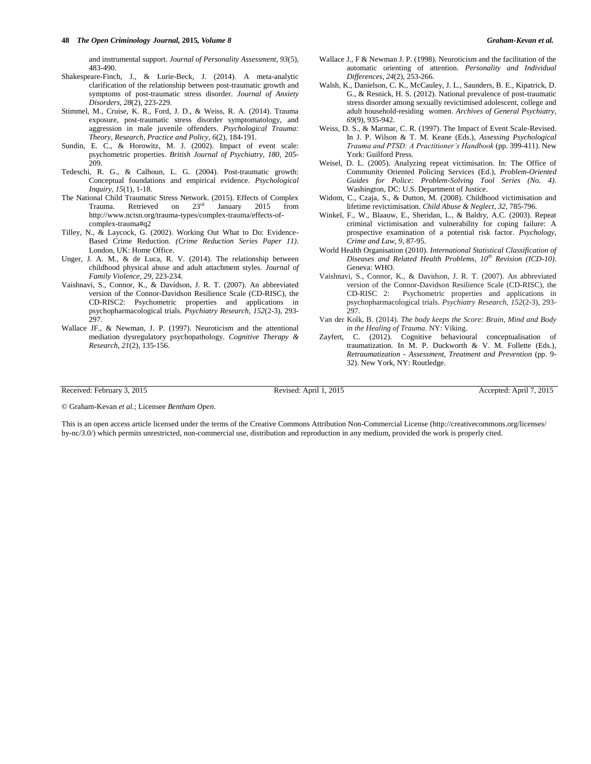and instrumental support. *Journal of Personality Assessment, 93*(5), 483-490.

Shakespeare-Finch, J., & Lurie-Beck, J. (2014). A meta-analytic clarification of the relationship between post-traumatic growth and symptoms of post-traumatic stress disorder. *Journal of Anxiety Disorders, 28*(2), 223-229.

Stimmel, M., Cruise, K. R., Ford, J. D., & Weiss, R. A. (2014). Trauma exposure, post-traumatic stress disorder symptomatology, and aggression in male juvenile offenders. *Psychological Trauma: Theory, Research, Practice and Policy, 6*(2), 184-191.

Sundin, E. C., & Horowitz, M. J. (2002). Impact of event scale: psychometric properties. *British Journal of Psychiatry, 180*, 205-209.

Tedeschi, R. G., & Calhoun, L. G. (2004). Post-traumatic growth: Conceptual foundations and empirical evidence. *Psychological Inquiry, 15*(1), 1-18.

The National Child Traumatic Stress Network. (2015). Effects of Complex Trauma. Retrieved on 23rd January 2015 from http://www.nctsn.org/trauma-types/complex-trauma/effects-of-complex-trauma#q2

Tilley, N., & Laycock, G. (2002). Working Out What to Do: Evidence-Based Crime Reduction. *(Crime Reduction Series Paper 11)*. London, UK: Home Office.

Unger, J. A. M., & de Luca, R. V. (2014). The relationship between childhood physical abuse and adult attachment styles. *Journal of Family Violence, 29*, 223-234.

Vaishnavi, S., Connor, K., & Davidson, J. R. T. (2007). An abbreviated version of the Connor-Davidson Resilience Scale (CD-RISC), the CD-RISC2: Psychometric properties and applications in psychopharmacological trials. *Psychiatry Research, 152*(2-3), 293-297.

Wallace JF., & Newman, J. P. (1997). Neuroticism and the attentional mediation dysregulatory psychopathology. *Cognitive Therapy & Research, 21*(2), 135-156.

Wallace J., F & Newman J. P. (1998). Neuroticism and the facilitation of the automatic orienting of attention. *Personality and Individual Differences, 24*(2), 253-266.

Walsh, K., Danielson, C. K., McCauley, J. L., Saunders, B. E., Kipatrick, D. G., & Resnick, H. S. (2012). National prevalence of post-traumatic stress disorder among sexually revictimised adolescent, college and adult household-residing women. *Archives of General Psychiatry, 69*(9), 935-942.

Weiss, D. S., & Marmar, C. R. (1997). The Impact of Event Scale-Revised. In J. P. Wilson & T. M. Keane (Eds.), *Assessing Psychological Trauma and PTSD: A Practitioner's Handbook* (pp. 399-411). New York: Guilford Press.

Weisel, D. L. (2005). Analyzing repeat victimisation. In: The Office of Community Oriented Policing Services (Ed.), *Problem-Oriented Guides for Police: Problem-Solving Tool Series (No. 4)*. Washington, DC: U.S. Department of Justice.

Widom, C., Czaja, S., & Dutton, M. (2008). Childhood victimisation and lifetime revictimisation. *Child Abuse & Neglect, 32*, 785-796.

Winkel, F., W., Blaauw, E., Sheridan, L., & Baldry, A.C. (2003). Repeat criminal victimisation and vulnerability for coping failure: A prospective examination of a potential risk factor. *Psychology, Crime and Law, 9*, 87-95.

World Health Organisation (2010). *International Statistical Classification of Diseases and Related Health Problems, 10th Revision (ICD-10)*. Geneva: WHO.

Vaishnavi, S., Connor, K., & Davidson, J. R. T. (2007). An abbreviated version of the Connor-Davidson Resilience Scale (CD-RISC), the CD-RISC 2: Psychometric properties and applications in psychopharmacological trials. *Psychiatry Research, 152*(2-3), 293-297.

Van der Kolk, B. (2014). *The body keeps the Score: Brain, Mind and Body in the Healing of Trauma*. NY: Viking.

Zayfert, C. (2012). Cognitive behavioural conceptualisation of traumatization. In M. P. Duckworth & V. M. Follette (Eds.), *Retraumatization - Assessment, Treatment and Prevention* (pp. 9-32). New York, NY: Routledge.

Received: February 3, 2015 Revised: April 1, 2015 Accepted: April 7, 2015

© Graham-Kevan *et al.*; Licensee *Bentham Open*.

This is an open access article licensed under the terms of the Creative Commons Attribution Non-Commercial License (http://creativecommons.org/licenses/by-nc/3.0/) which permits unrestricted, non-commercial use, distribution and reproduction in any medium, provided the work is properly cited.